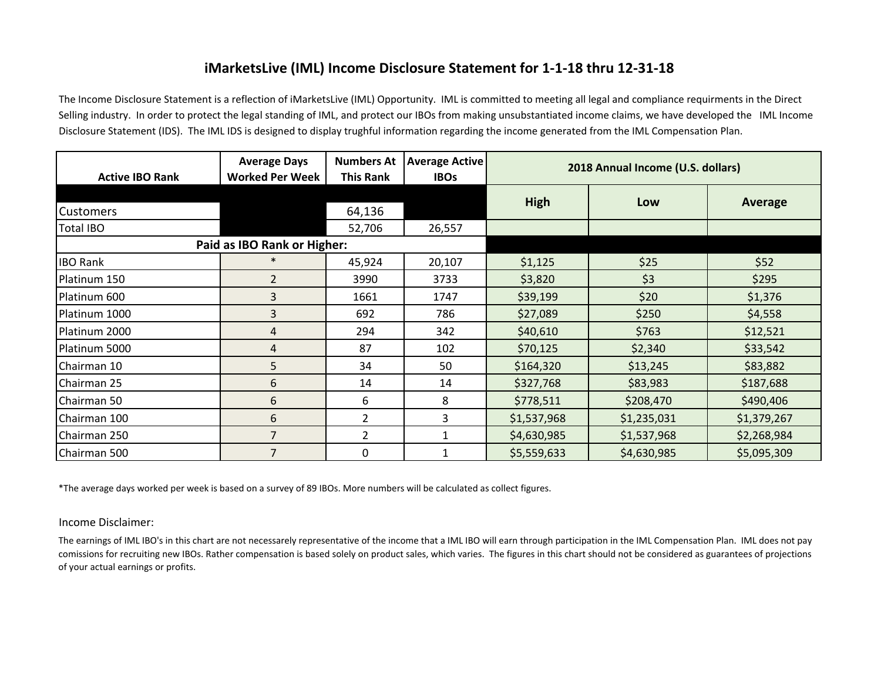# iMarketsLive (IML) Income Disclosure Statement for 1-1-18 thru 12-31-18

The Income Disclosure Statement is a reflection of iMarketsLive (IML) Opportunity. IML is committed to meeting all legal and compliance requirments in the Direct Selling industry. In order to protect the legal standing of IML, and protect our IBOs from making unsubstantiated income claims, we have developed the IML Income Disclosure Statement (IDS). The IML IDS is designed to display trughful information regarding the income generated from the IML Compensation Plan.

| Active IBO Rank | Average Days Worked Per Week | Numbers At This Rank | Average Active IBOs | 2018 Annual Income (U.S. dollars) | | |
|---|---|---|---|---|---|---|
| | | | | High | Low | Average |
| Customers | | 64,136 | | | | |
| Total IBO | | 52,706 | 26,557 | | | |
| **Paid as IBO Rank or Higher:** | | | | | | |
| IBO Rank | * | 45,924 | 20,107 | $1,125 | $25 | $52 |
| Platinum 150 | 2 | 3990 | 3733 | $3,820 | $3 | $295 |
| Platinum 600 | 3 | 1661 | 1747 | $39,199 | $20 | $1,376 |
| Platinum 1000 | 3 | 692 | 786 | $27,089 | $250 | $4,558 |
| Platinum 2000 | 4 | 294 | 342 | $40,610 | $763 | $12,521 |
| Platinum 5000 | 4 | 87 | 102 | $70,125 | $2,340 | $33,542 |
| Chairman 10 | 5 | 34 | 50 | $164,320 | $13,245 | $83,882 |
| Chairman 25 | 6 | 14 | 14 | $327,768 | $83,983 | $187,688 |
| Chairman 50 | 6 | 6 | 8 | $778,511 | $208,470 | $490,406 |
| Chairman 100 | 6 | 2 | 3 | $1,537,968 | $1,235,031 | $1,379,267 |
| Chairman 250 | 7 | 2 | 1 | $4,630,985 | $1,537,968 | $2,268,984 |
| Chairman 500 | 7 | 0 | 1 | $5,559,633 | $4,630,985 | $5,095,309 |

*The average days worked per week is based on a survey of 89 IBOs. More numbers will be calculated as collect figures.

Income Disclaimer:

The earnings of IML IBO's in this chart are not necessarely representative of the income that a IML IBO will earn through participation in the IML Compensation Plan. IML does not pay comissions for recruiting new IBOs. Rather compensation is based solely on product sales, which varies. The figures in this chart should not be considered as guarantees of projections of your actual earnings or profits.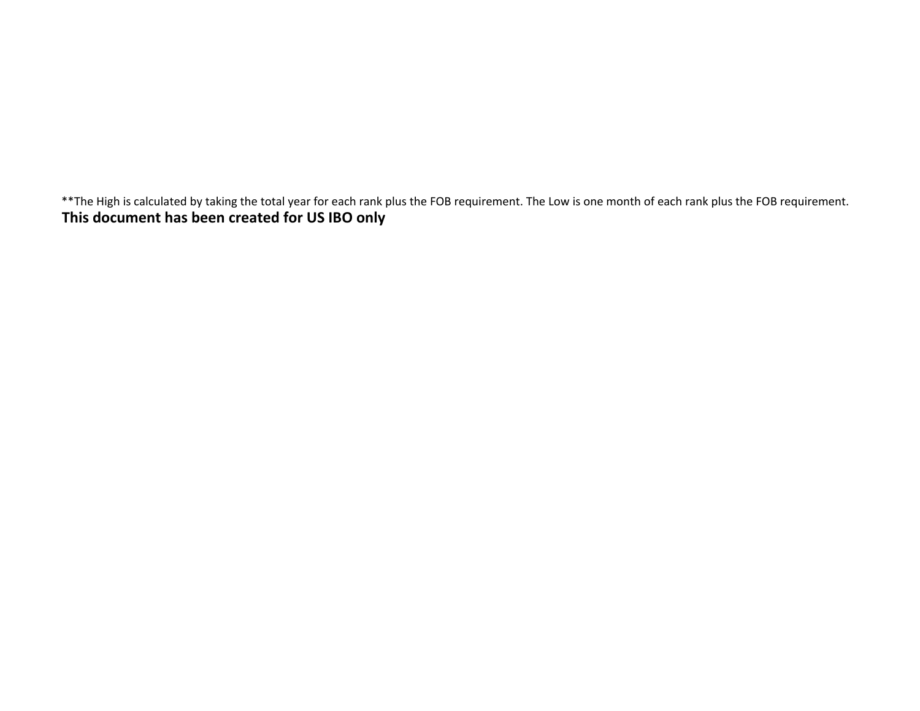**The High is calculated by taking the total year for each rank plus the FOB requirement. The Low is one month of each rank plus the FOB requirement.

**This document has been created for US IBO only**